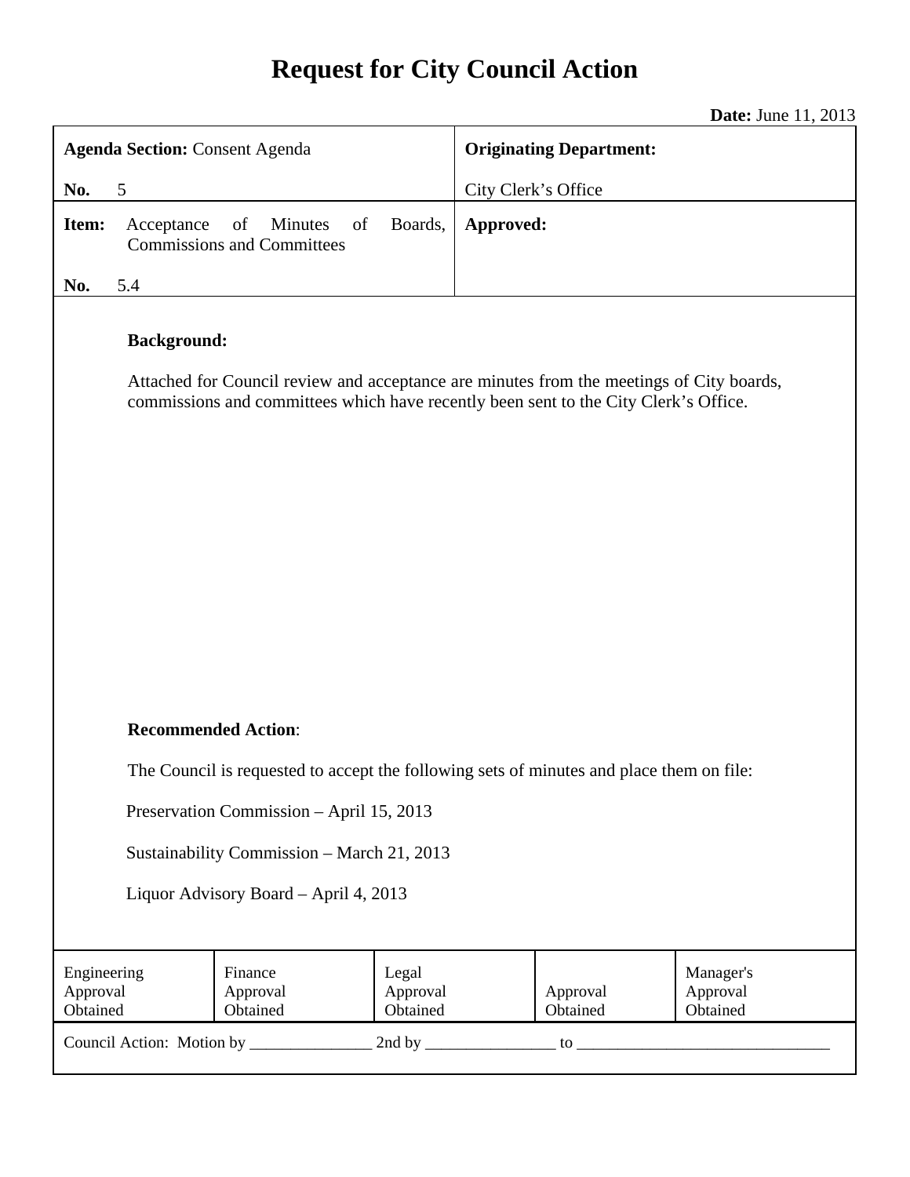# Request for City Council Action

**Date:** June 11, 2013

| **Agenda Section:** Consent Agenda<br><br>**No.** 5 | **Originating Department:**<br><br>City Clerk's Office |
|---|---|
| **Item:** Acceptance of Minutes of Boards, Commissions and Committees<br><br>**No.** 5.4 | **Approved:** |

**Background:**

Attached for Council review and acceptance are minutes from the meetings of City boards, commissions and committees which have recently been sent to the City Clerk's Office.

**Recommended Action**:

The Council is requested to accept the following sets of minutes and place them on file:

Preservation Commission – April 15, 2013

Sustainability Commission – March 21, 2013

Liquor Advisory Board – April 4, 2013

| Engineering Approval Obtained | Finance Approval Obtained | Legal Approval Obtained | Approval Obtained | Manager's Approval Obtained |
|---|---|---|---|---|

Council Action: Motion by _______________ 2nd by ________________ to _______________________________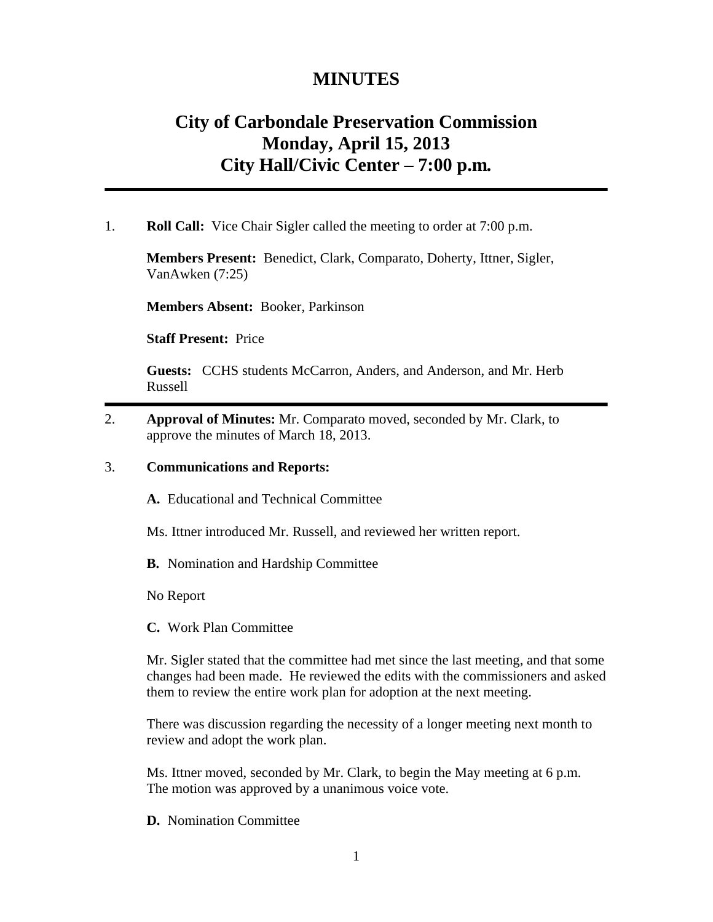# MINUTES

# City of Carbondale Preservation Commission
## Monday, April 15, 2013
## City Hall/Civic Center – 7:00 p.m.

---

1. **Roll Call:** Vice Chair Sigler called the meeting to order at 7:00 p.m.

   **Members Present:** Benedict, Clark, Comparato, Doherty, Ittner, Sigler, VanAwken (7:25)

   **Members Absent:** Booker, Parkinson

   **Staff Present:** Price

   **Guests:** CCHS students McCarron, Anders, and Anderson, and Mr. Herb Russell

---

2. **Approval of Minutes:** Mr. Comparato moved, seconded by Mr. Clark, to approve the minutes of March 18, 2013.

3. **Communications and Reports:**

   **A.** Educational and Technical Committee

   Ms. Ittner introduced Mr. Russell, and reviewed her written report.

   **B.** Nomination and Hardship Committee

   No Report

   **C.** Work Plan Committee

   Mr. Sigler stated that the committee had met since the last meeting, and that some changes had been made. He reviewed the edits with the commissioners and asked them to review the entire work plan for adoption at the next meeting.

   There was discussion regarding the necessity of a longer meeting next month to review and adopt the work plan.

   Ms. Ittner moved, seconded by Mr. Clark, to begin the May meeting at 6 p.m. The motion was approved by a unanimous voice vote.

   **D.** Nomination Committee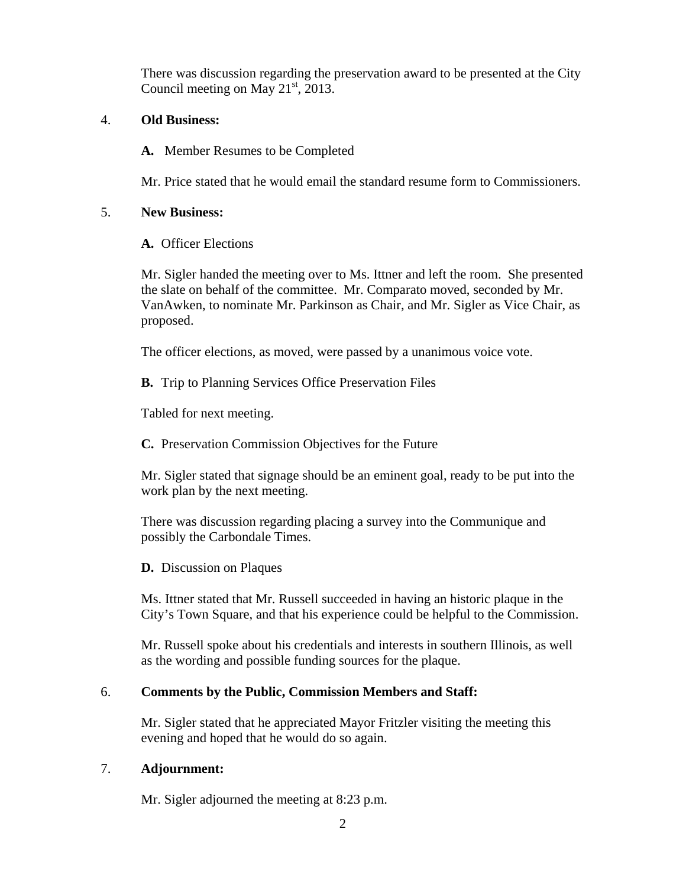There was discussion regarding the preservation award to be presented at the City Council meeting on May 21st, 2013.

4. **Old Business:**

**A.** Member Resumes to be Completed

Mr. Price stated that he would email the standard resume form to Commissioners.

5. **New Business:**

**A.** Officer Elections

Mr. Sigler handed the meeting over to Ms. Ittner and left the room. She presented the slate on behalf of the committee. Mr. Comparato moved, seconded by Mr. VanAwken, to nominate Mr. Parkinson as Chair, and Mr. Sigler as Vice Chair, as proposed.

The officer elections, as moved, were passed by a unanimous voice vote.

**B.** Trip to Planning Services Office Preservation Files

Tabled for next meeting.

**C.** Preservation Commission Objectives for the Future

Mr. Sigler stated that signage should be an eminent goal, ready to be put into the work plan by the next meeting.

There was discussion regarding placing a survey into the Communique and possibly the Carbondale Times.

**D.** Discussion on Plaques

Ms. Ittner stated that Mr. Russell succeeded in having an historic plaque in the City's Town Square, and that his experience could be helpful to the Commission.

Mr. Russell spoke about his credentials and interests in southern Illinois, as well as the wording and possible funding sources for the plaque.

6. **Comments by the Public, Commission Members and Staff:**

Mr. Sigler stated that he appreciated Mayor Fritzler visiting the meeting this evening and hoped that he would do so again.

7. **Adjournment:**

Mr. Sigler adjourned the meeting at 8:23 p.m.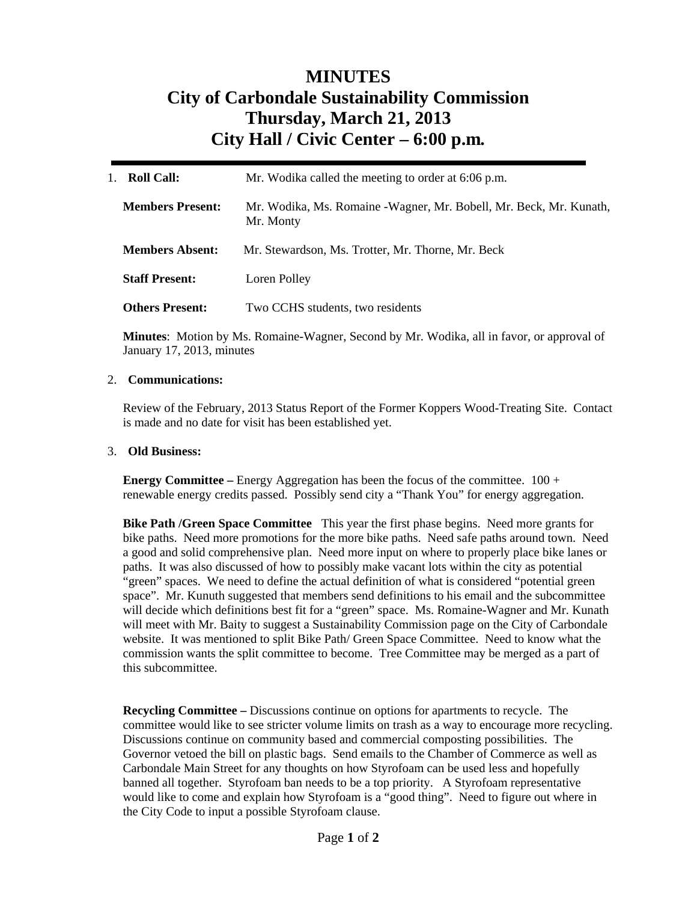# MINUTES
# City of Carbondale Sustainability Commission
# Thursday, March 21, 2013
# City Hall / Civic Center – 6:00 p.m.

1. **Roll Call:** Mr. Wodika called the meeting to order at 6:06 p.m.

   **Members Present:** Mr. Wodika, Ms. Romaine -Wagner, Mr. Bobell, Mr. Beck, Mr. Kunath, Mr. Monty

   **Members Absent:** Mr. Stewardson, Ms. Trotter, Mr. Thorne, Mr. Beck

   **Staff Present:** Loren Polley

   **Others Present:** Two CCHS students, two residents

   **Minutes**: Motion by Ms. Romaine-Wagner, Second by Mr. Wodika, all in favor, or approval of January 17, 2013, minutes

2. **Communications:**

   Review of the February, 2013 Status Report of the Former Koppers Wood-Treating Site. Contact is made and no date for visit has been established yet.

3. **Old Business:**

   **Energy Committee –** Energy Aggregation has been the focus of the committee. 100 + renewable energy credits passed. Possibly send city a "Thank You" for energy aggregation.

   **Bike Path /Green Space Committee** This year the first phase begins. Need more grants for bike paths. Need more promotions for the more bike paths. Need safe paths around town. Need a good and solid comprehensive plan. Need more input on where to properly place bike lanes or paths. It was also discussed of how to possibly make vacant lots within the city as potential "green" spaces. We need to define the actual definition of what is considered "potential green space". Mr. Kunuth suggested that members send definitions to his email and the subcommittee will decide which definitions best fit for a "green" space. Ms. Romaine-Wagner and Mr. Kunath will meet with Mr. Baity to suggest a Sustainability Commission page on the City of Carbondale website. It was mentioned to split Bike Path/ Green Space Committee. Need to know what the commission wants the split committee to become. Tree Committee may be merged as a part of this subcommittee.

   **Recycling Committee –** Discussions continue on options for apartments to recycle. The committee would like to see stricter volume limits on trash as a way to encourage more recycling. Discussions continue on community based and commercial composting possibilities. The Governor vetoed the bill on plastic bags. Send emails to the Chamber of Commerce as well as Carbondale Main Street for any thoughts on how Styrofoam can be used less and hopefully banned all together. Styrofoam ban needs to be a top priority. A Styrofoam representative would like to come and explain how Styrofoam is a "good thing". Need to figure out where in the City Code to input a possible Styrofoam clause.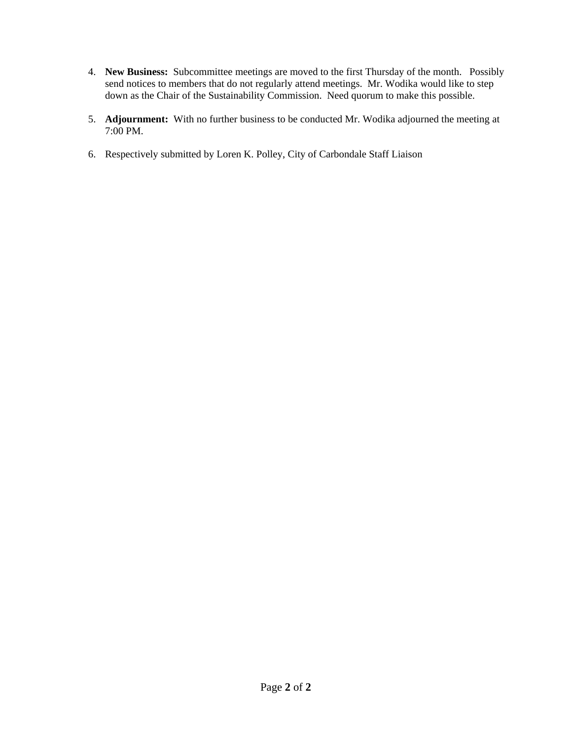4. **New Business:** Subcommittee meetings are moved to the first Thursday of the month. Possibly send notices to members that do not regularly attend meetings. Mr. Wodika would like to step down as the Chair of the Sustainability Commission. Need quorum to make this possible.

5. **Adjournment:** With no further business to be conducted Mr. Wodika adjourned the meeting at 7:00 PM.

6. Respectively submitted by Loren K. Polley, City of Carbondale Staff Liaison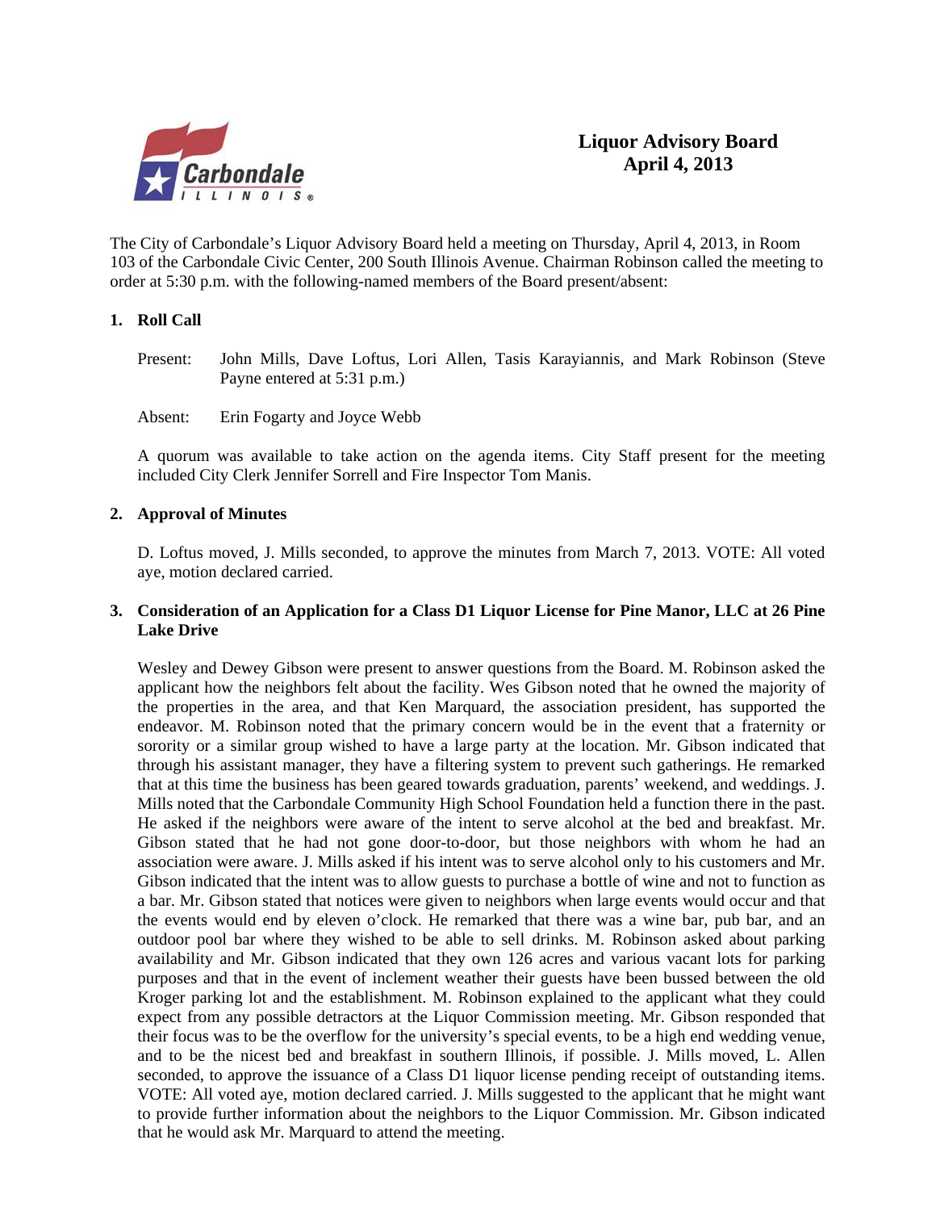# Liquor Advisory Board
## April 4, 2013

The City of Carbondale's Liquor Advisory Board held a meeting on Thursday, April 4, 2013, in Room 103 of the Carbondale Civic Center, 200 South Illinois Avenue. Chairman Robinson called the meeting to order at 5:30 p.m. with the following-named members of the Board present/absent:

### 1. Roll Call

Present: John Mills, Dave Loftus, Lori Allen, Tasis Karayiannis, and Mark Robinson (Steve Payne entered at 5:31 p.m.)

Absent: Erin Fogarty and Joyce Webb

A quorum was available to take action on the agenda items. City Staff present for the meeting included City Clerk Jennifer Sorrell and Fire Inspector Tom Manis.

### 2. Approval of Minutes

D. Loftus moved, J. Mills seconded, to approve the minutes from March 7, 2013. VOTE: All voted aye, motion declared carried.

### 3. Consideration of an Application for a Class D1 Liquor License for Pine Manor, LLC at 26 Pine Lake Drive

Wesley and Dewey Gibson were present to answer questions from the Board. M. Robinson asked the applicant how the neighbors felt about the facility. Wes Gibson noted that he owned the majority of the properties in the area, and that Ken Marquard, the association president, has supported the endeavor. M. Robinson noted that the primary concern would be in the event that a fraternity or sorority or a similar group wished to have a large party at the location. Mr. Gibson indicated that through his assistant manager, they have a filtering system to prevent such gatherings. He remarked that at this time the business has been geared towards graduation, parents' weekend, and weddings. J. Mills noted that the Carbondale Community High School Foundation held a function there in the past. He asked if the neighbors were aware of the intent to serve alcohol at the bed and breakfast. Mr. Gibson stated that he had not gone door-to-door, but those neighbors with whom he had an association were aware. J. Mills asked if his intent was to serve alcohol only to his customers and Mr. Gibson indicated that the intent was to allow guests to purchase a bottle of wine and not to function as a bar. Mr. Gibson stated that notices were given to neighbors when large events would occur and that the events would end by eleven o'clock. He remarked that there was a wine bar, pub bar, and an outdoor pool bar where they wished to be able to sell drinks. M. Robinson asked about parking availability and Mr. Gibson indicated that they own 126 acres and various vacant lots for parking purposes and that in the event of inclement weather their guests have been bussed between the old Kroger parking lot and the establishment. M. Robinson explained to the applicant what they could expect from any possible detractors at the Liquor Commission meeting. Mr. Gibson responded that their focus was to be the overflow for the university's special events, to be a high end wedding venue, and to be the nicest bed and breakfast in southern Illinois, if possible. J. Mills moved, L. Allen seconded, to approve the issuance of a Class D1 liquor license pending receipt of outstanding items. VOTE: All voted aye, motion declared carried. J. Mills suggested to the applicant that he might want to provide further information about the neighbors to the Liquor Commission. Mr. Gibson indicated that he would ask Mr. Marquard to attend the meeting.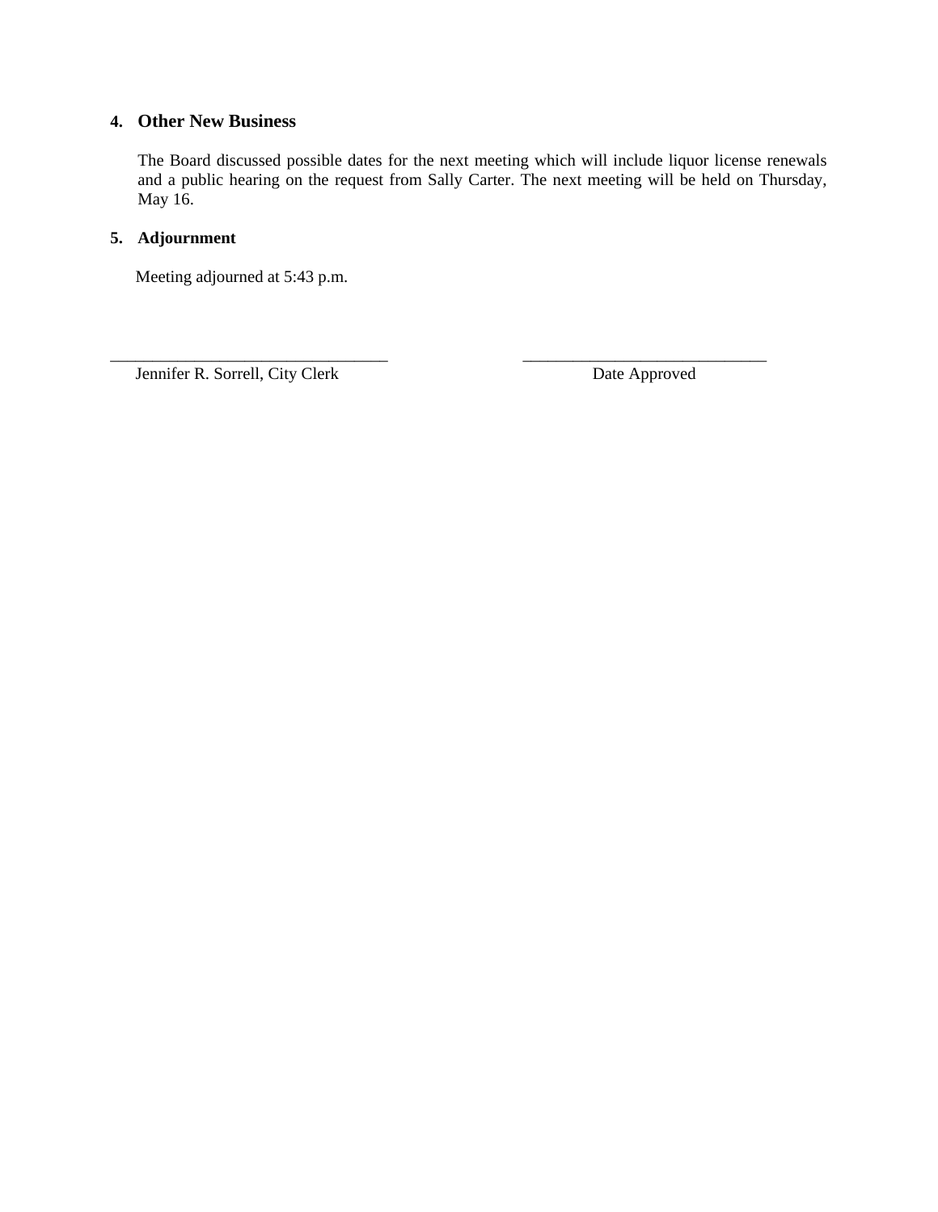**4. Other New Business**

The Board discussed possible dates for the next meeting which will include liquor license renewals and a public hearing on the request from Sally Carter. The next meeting will be held on Thursday, May 16.

**5. Adjournment**

Meeting adjourned at 5:43 p.m.

_________________________________  
Jennifer R. Sorrell, City Clerk

_____________________________  
Date Approved